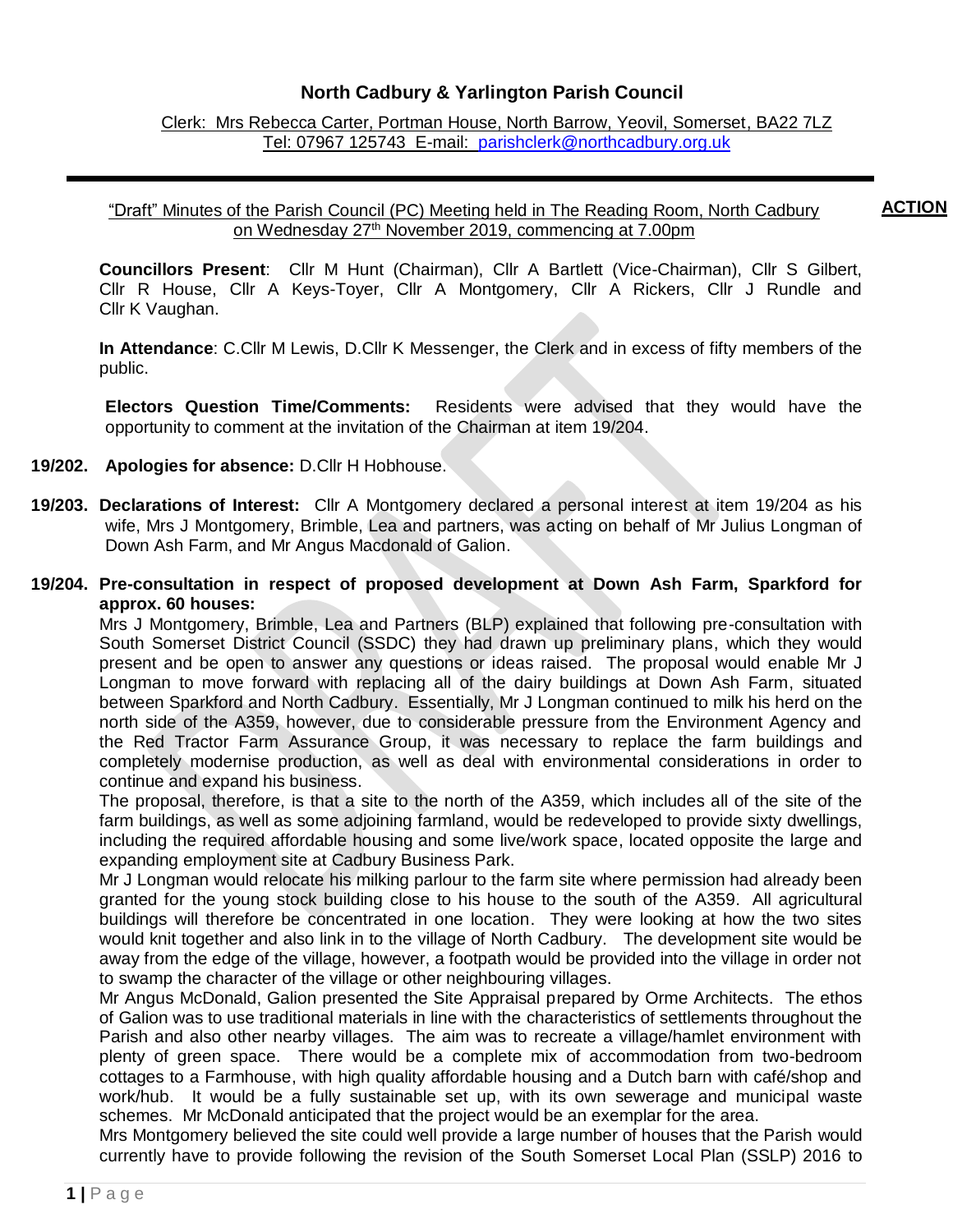# North Cadbury & Yarlington Parish Council

Clerk: Mrs Rebecca Carter, Portman House, North Barrow, Yeovil, Somerset, BA22 7LZ
Tel: 07967 125743 E-mail: parishclerk@northcadbury.org.uk

---

"Draft" Minutes of the Parish Council (PC) Meeting held in The Reading Room, North Cadbury on Wednesday 27th November 2019, commencing at 7.00pm

**ACTION**

**Councillors Present**: Cllr M Hunt (Chairman), Cllr A Bartlett (Vice-Chairman), Cllr S Gilbert, Cllr R House, Cllr A Keys-Toyer, Cllr A Montgomery, Cllr A Rickers, Cllr J Rundle and Cllr K Vaughan.

**In Attendance**: C.Cllr M Lewis, D.Cllr K Messenger, the Clerk and in excess of fifty members of the public.

**Electors Question Time/Comments:** Residents were advised that they would have the opportunity to comment at the invitation of the Chairman at item 19/204.

**19/202. Apologies for absence:** D.Cllr H Hobhouse.

**19/203. Declarations of Interest:** Cllr A Montgomery declared a personal interest at item 19/204 as his wife, Mrs J Montgomery, Brimble, Lea and partners, was acting on behalf of Mr Julius Longman of Down Ash Farm, and Mr Angus Macdonald of Galion.

**19/204. Pre-consultation in respect of proposed development at Down Ash Farm, Sparkford for approx. 60 houses:**

Mrs J Montgomery, Brimble, Lea and Partners (BLP) explained that following pre-consultation with South Somerset District Council (SSDC) they had drawn up preliminary plans, which they would present and be open to answer any questions or ideas raised. The proposal would enable Mr J Longman to move forward with replacing all of the dairy buildings at Down Ash Farm, situated between Sparkford and North Cadbury. Essentially, Mr J Longman continued to milk his herd on the north side of the A359, however, due to considerable pressure from the Environment Agency and the Red Tractor Farm Assurance Group, it was necessary to replace the farm buildings and completely modernise production, as well as deal with environmental considerations in order to continue and expand his business.

The proposal, therefore, is that a site to the north of the A359, which includes all of the site of the farm buildings, as well as some adjoining farmland, would be redeveloped to provide sixty dwellings, including the required affordable housing and some live/work space, located opposite the large and expanding employment site at Cadbury Business Park.

Mr J Longman would relocate his milking parlour to the farm site where permission had already been granted for the young stock building close to his house to the south of the A359. All agricultural buildings will therefore be concentrated in one location. They were looking at how the two sites would knit together and also link in to the village of North Cadbury. The development site would be away from the edge of the village, however, a footpath would be provided into the village in order not to swamp the character of the village or other neighbouring villages.

Mr Angus McDonald, Galion presented the Site Appraisal prepared by Orme Architects. The ethos of Galion was to use traditional materials in line with the characteristics of settlements throughout the Parish and also other nearby villages. The aim was to recreate a village/hamlet environment with plenty of green space. There would be a complete mix of accommodation from two-bedroom cottages to a Farmhouse, with high quality affordable housing and a Dutch barn with café/shop and work/hub. It would be a fully sustainable set up, with its own sewerage and municipal waste schemes. Mr McDonald anticipated that the project would be an exemplar for the area.

Mrs Montgomery believed the site could well provide a large number of houses that the Parish would currently have to provide following the revision of the South Somerset Local Plan (SSLP) 2016 to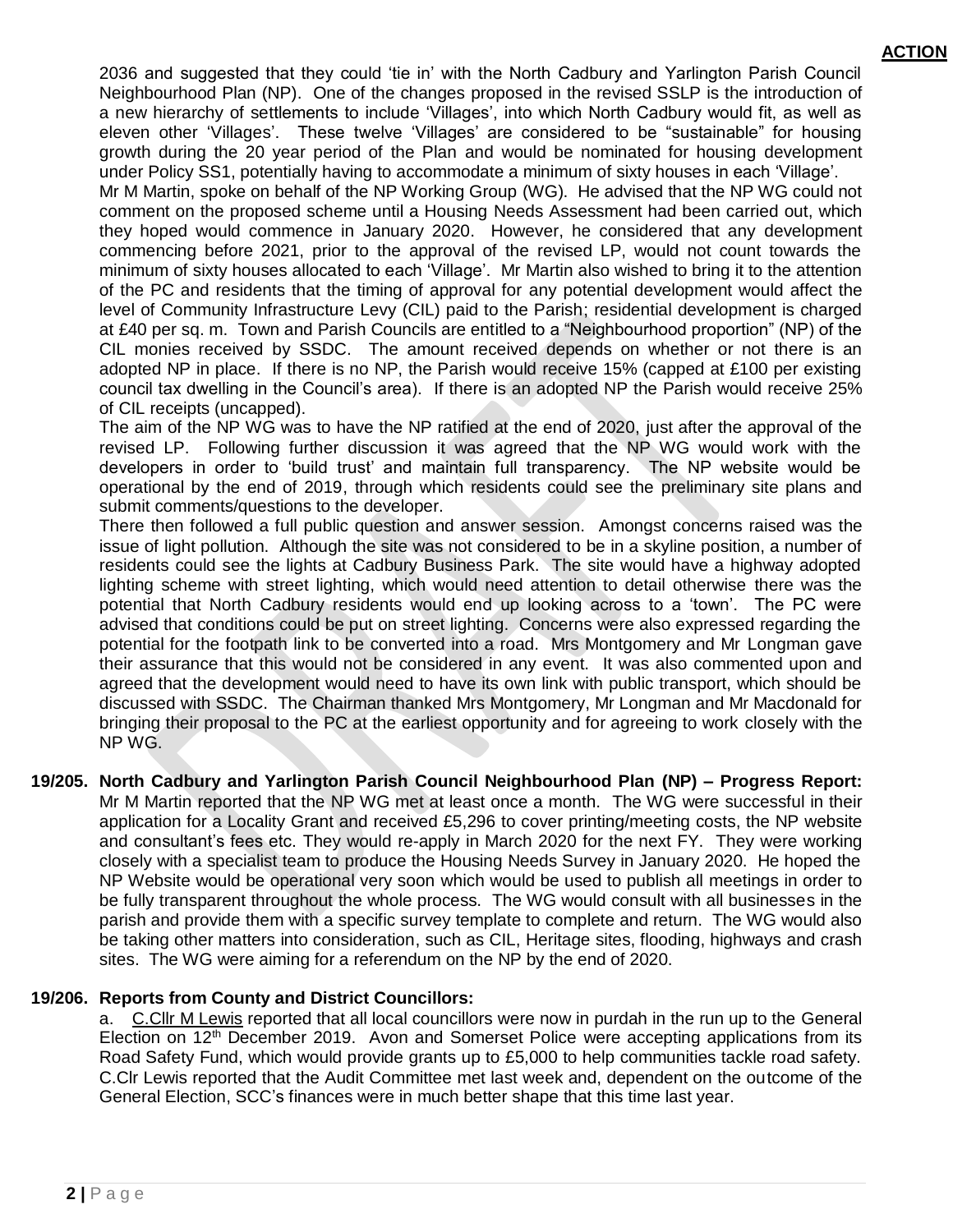**ACTION**

2036 and suggested that they could 'tie in' with the North Cadbury and Yarlington Parish Council Neighbourhood Plan (NP). One of the changes proposed in the revised SSLP is the introduction of a new hierarchy of settlements to include 'Villages', into which North Cadbury would fit, as well as eleven other 'Villages'. These twelve 'Villages' are considered to be "sustainable" for housing growth during the 20 year period of the Plan and would be nominated for housing development under Policy SS1, potentially having to accommodate a minimum of sixty houses in each 'Village'.

Mr M Martin, spoke on behalf of the NP Working Group (WG). He advised that the NP WG could not comment on the proposed scheme until a Housing Needs Assessment had been carried out, which they hoped would commence in January 2020. However, he considered that any development commencing before 2021, prior to the approval of the revised LP, would not count towards the minimum of sixty houses allocated to each 'Village'. Mr Martin also wished to bring it to the attention of the PC and residents that the timing of approval for any potential development would affect the level of Community Infrastructure Levy (CIL) paid to the Parish; residential development is charged at £40 per sq. m. Town and Parish Councils are entitled to a "Neighbourhood proportion" (NP) of the CIL monies received by SSDC. The amount received depends on whether or not there is an adopted NP in place. If there is no NP, the Parish would receive 15% (capped at £100 per existing council tax dwelling in the Council's area). If there is an adopted NP the Parish would receive 25% of CIL receipts (uncapped).

The aim of the NP WG was to have the NP ratified at the end of 2020, just after the approval of the revised LP. Following further discussion it was agreed that the NP WG would work with the developers in order to 'build trust' and maintain full transparency. The NP website would be operational by the end of 2019, through which residents could see the preliminary site plans and submit comments/questions to the developer.

There then followed a full public question and answer session. Amongst concerns raised was the issue of light pollution. Although the site was not considered to be in a skyline position, a number of residents could see the lights at Cadbury Business Park. The site would have a highway adopted lighting scheme with street lighting, which would need attention to detail otherwise there was the potential that North Cadbury residents would end up looking across to a 'town'. The PC were advised that conditions could be put on street lighting. Concerns were also expressed regarding the potential for the footpath link to be converted into a road. Mrs Montgomery and Mr Longman gave their assurance that this would not be considered in any event. It was also commented upon and agreed that the development would need to have its own link with public transport, which should be discussed with SSDC. The Chairman thanked Mrs Montgomery, Mr Longman and Mr Macdonald for bringing their proposal to the PC at the earliest opportunity and for agreeing to work closely with the NP WG.

**19/205. North Cadbury and Yarlington Parish Council Neighbourhood Plan (NP) – Progress Report:** Mr M Martin reported that the NP WG met at least once a month. The WG were successful in their application for a Locality Grant and received £5,296 to cover printing/meeting costs, the NP website and consultant's fees etc. They would re-apply in March 2020 for the next FY. They were working closely with a specialist team to produce the Housing Needs Survey in January 2020. He hoped the NP Website would be operational very soon which would be used to publish all meetings in order to be fully transparent throughout the whole process. The WG would consult with all businesses in the parish and provide them with a specific survey template to complete and return. The WG would also be taking other matters into consideration, such as CIL, Heritage sites, flooding, highways and crash sites. The WG were aiming for a referendum on the NP by the end of 2020.

**19/206. Reports from County and District Councillors:**

a. C.Cllr M Lewis reported that all local councillors were now in purdah in the run up to the General Election on 12th December 2019. Avon and Somerset Police were accepting applications from its Road Safety Fund, which would provide grants up to £5,000 to help communities tackle road safety. C.Clr Lewis reported that the Audit Committee met last week and, dependent on the outcome of the General Election, SCC's finances were in much better shape that this time last year.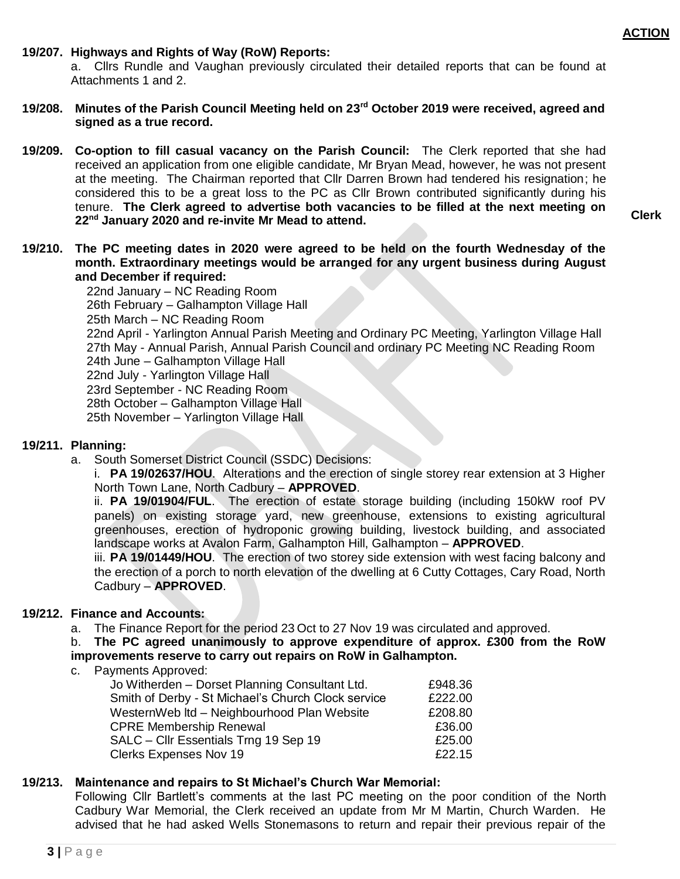**ACTION**

**19/207. Highways and Rights of Way (RoW) Reports:**

a. Cllrs Rundle and Vaughan previously circulated their detailed reports that can be found at Attachments 1 and 2.

**19/208. Minutes of the Parish Council Meeting held on 23rd October 2019 were received, agreed and signed as a true record.**

**19/209. Co-option to fill casual vacancy on the Parish Council:** The Clerk reported that she had received an application from one eligible candidate, Mr Bryan Mead, however, he was not present at the meeting. The Chairman reported that Cllr Darren Brown had tendered his resignation; he considered this to be a great loss to the PC as Cllr Brown contributed significantly during his tenure. **The Clerk agreed to advertise both vacancies to be filled at the next meeting on 22nd January 2020 and re-invite Mr Mead to attend.** **Clerk**

**19/210. The PC meeting dates in 2020 were agreed to be held on the fourth Wednesday of the month. Extraordinary meetings would be arranged for any urgent business during August and December if required:**

22nd January – NC Reading Room
26th February – Galhampton Village Hall
25th March – NC Reading Room
22nd April - Yarlington Annual Parish Meeting and Ordinary PC Meeting, Yarlington Village Hall
27th May - Annual Parish, Annual Parish Council and ordinary PC Meeting NC Reading Room
24th June – Galhampton Village Hall
22nd July - Yarlington Village Hall
23rd September - NC Reading Room
28th October – Galhampton Village Hall
25th November – Yarlington Village Hall

**19/211. Planning:**

a. South Somerset District Council (SSDC) Decisions:

i. **PA 19/02637/HOU**. Alterations and the erection of single storey rear extension at 3 Higher North Town Lane, North Cadbury – **APPROVED**.

ii. **PA 19/01904/FUL**. The erection of estate storage building (including 150kW roof PV panels) on existing storage yard, new greenhouse, extensions to existing agricultural greenhouses, erection of hydroponic growing building, livestock building, and associated landscape works at Avalon Farm, Galhampton Hill, Galhampton – **APPROVED**.

iii. **PA 19/01449/HOU**. The erection of two storey side extension with west facing balcony and the erection of a porch to north elevation of the dwelling at 6 Cutty Cottages, Cary Road, North Cadbury – **APPROVED**.

**19/212. Finance and Accounts:**

a. The Finance Report for the period 23 Oct to 27 Nov 19 was circulated and approved.

b. **The PC agreed unanimously to approve expenditure of approx. £300 from the RoW improvements reserve to carry out repairs on RoW in Galhampton.**

c. Payments Approved:

| | |
|---|---|
| Jo Witherden – Dorset Planning Consultant Ltd. | £948.36 |
| Smith of Derby - St Michael's Church Clock service | £222.00 |
| WesternWeb ltd – Neighbourhood Plan Website | £208.80 |
| CPRE Membership Renewal | £36.00 |
| SALC – Cllr Essentials Trng 19 Sep 19 | £25.00 |
| Clerks Expenses Nov 19 | £22.15 |

**19/213. Maintenance and repairs to St Michael's Church War Memorial:**

Following Cllr Bartlett's comments at the last PC meeting on the poor condition of the North Cadbury War Memorial, the Clerk received an update from Mr M Martin, Church Warden. He advised that he had asked Wells Stonemasons to return and repair their previous repair of the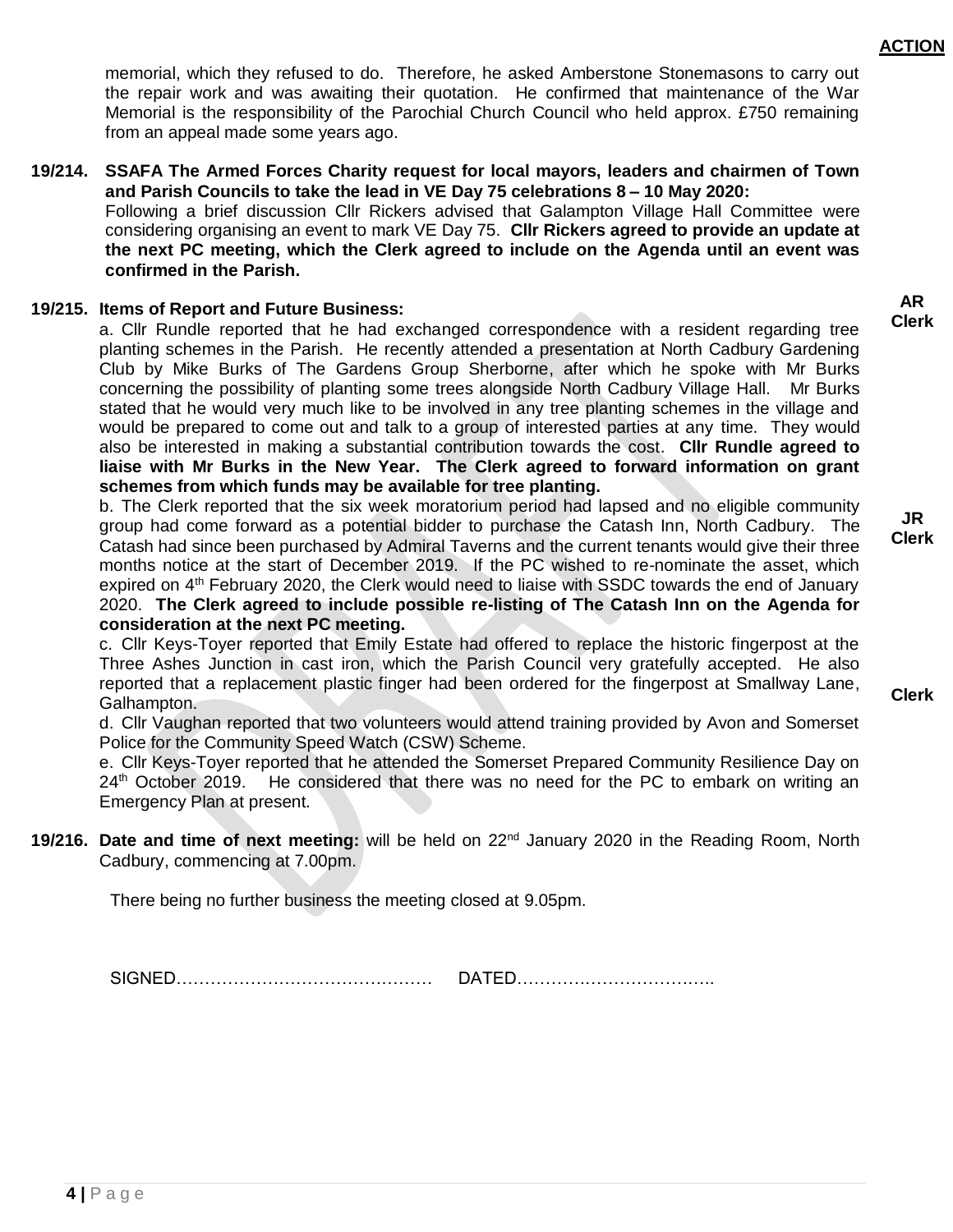**ACTION**

memorial, which they refused to do. Therefore, he asked Amberstone Stonemasons to carry out the repair work and was awaiting their quotation. He confirmed that maintenance of the War Memorial is the responsibility of the Parochial Church Council who held approx. £750 remaining from an appeal made some years ago.

**19/214. SSAFA The Armed Forces Charity request for local mayors, leaders and chairmen of Town and Parish Councils to take the lead in VE Day 75 celebrations 8 – 10 May 2020:**

Following a brief discussion Cllr Rickers advised that Galampton Village Hall Committee were considering organising an event to mark VE Day 75. **Cllr Rickers agreed to provide an update at the next PC meeting, which the Clerk agreed to include on the Agenda until an event was confirmed in the Parish.**

**AR Clerk**

**19/215. Items of Report and Future Business:**

a. Cllr Rundle reported that he had exchanged correspondence with a resident regarding tree planting schemes in the Parish. He recently attended a presentation at North Cadbury Gardening Club by Mike Burks of The Gardens Group Sherborne, after which he spoke with Mr Burks concerning the possibility of planting some trees alongside North Cadbury Village Hall. Mr Burks stated that he would very much like to be involved in any tree planting schemes in the village and would be prepared to come out and talk to a group of interested parties at any time. They would also be interested in making a substantial contribution towards the cost. **Cllr Rundle agreed to liaise with Mr Burks in the New Year. The Clerk agreed to forward information on grant schemes from which funds may be available for tree planting.**

**JR Clerk**

b. The Clerk reported that the six week moratorium period had lapsed and no eligible community group had come forward as a potential bidder to purchase the Catash Inn, North Cadbury. The Catash had since been purchased by Admiral Taverns and the current tenants would give their three months notice at the start of December 2019. If the PC wished to re-nominate the asset, which expired on 4th February 2020, the Clerk would need to liaise with SSDC towards the end of January 2020. **The Clerk agreed to include possible re-listing of The Catash Inn on the Agenda for consideration at the next PC meeting.**

**Clerk**

c. Cllr Keys-Toyer reported that Emily Estate had offered to replace the historic fingerpost at the Three Ashes Junction in cast iron, which the Parish Council very gratefully accepted. He also reported that a replacement plastic finger had been ordered for the fingerpost at Smallway Lane, Galhampton.

d. Cllr Vaughan reported that two volunteers would attend training provided by Avon and Somerset Police for the Community Speed Watch (CSW) Scheme.

e. Cllr Keys-Toyer reported that he attended the Somerset Prepared Community Resilience Day on 24th October 2019. He considered that there was no need for the PC to embark on writing an Emergency Plan at present.

**19/216. Date and time of next meeting:** will be held on 22nd January 2020 in the Reading Room, North Cadbury, commencing at 7.00pm.

There being no further business the meeting closed at 9.05pm.

SIGNED……………………………………… DATED…………………………….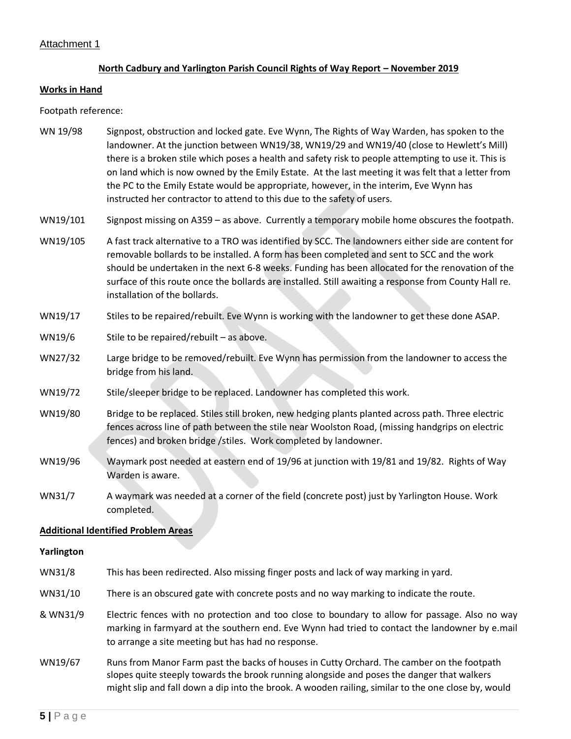Attachment 1

**North Cadbury and Yarlington Parish Council Rights of Way Report – November 2019**

**Works in Hand**

Footpath reference:

WN 19/98 Signpost, obstruction and locked gate. Eve Wynn, The Rights of Way Warden, has spoken to the landowner. At the junction between WN19/38, WN19/29 and WN19/40 (close to Hewlett's Mill) there is a broken stile which poses a health and safety risk to people attempting to use it. This is on land which is now owned by the Emily Estate. At the last meeting it was felt that a letter from the PC to the Emily Estate would be appropriate, however, in the interim, Eve Wynn has instructed her contractor to attend to this due to the safety of users.

WN19/101 Signpost missing on A359 – as above. Currently a temporary mobile home obscures the footpath.

WN19/105 A fast track alternative to a TRO was identified by SCC. The landowners either side are content for removable bollards to be installed. A form has been completed and sent to SCC and the work should be undertaken in the next 6-8 weeks. Funding has been allocated for the renovation of the surface of this route once the bollards are installed. Still awaiting a response from County Hall re. installation of the bollards.

WN19/17 Stiles to be repaired/rebuilt. Eve Wynn is working with the landowner to get these done ASAP.

WN19/6 Stile to be repaired/rebuilt – as above.

WN27/32 Large bridge to be removed/rebuilt. Eve Wynn has permission from the landowner to access the bridge from his land.

WN19/72 Stile/sleeper bridge to be replaced. Landowner has completed this work.

WN19/80 Bridge to be replaced. Stiles still broken, new hedging plants planted across path. Three electric fences across line of path between the stile near Woolston Road, (missing handgrips on electric fences) and broken bridge /stiles. Work completed by landowner.

WN19/96 Waymark post needed at eastern end of 19/96 at junction with 19/81 and 19/82. Rights of Way Warden is aware.

WN31/7 A waymark was needed at a corner of the field (concrete post) just by Yarlington House. Work completed.

**Additional Identified Problem Areas**

**Yarlington**

WN31/8 This has been redirected. Also missing finger posts and lack of way marking in yard.

WN31/10 There is an obscured gate with concrete posts and no way marking to indicate the route.

& WN31/9 Electric fences with no protection and too close to boundary to allow for passage. Also no way marking in farmyard at the southern end. Eve Wynn had tried to contact the landowner by e.mail to arrange a site meeting but has had no response.

WN19/67 Runs from Manor Farm past the backs of houses in Cutty Orchard. The camber on the footpath slopes quite steeply towards the brook running alongside and poses the danger that walkers might slip and fall down a dip into the brook. A wooden railing, similar to the one close by, would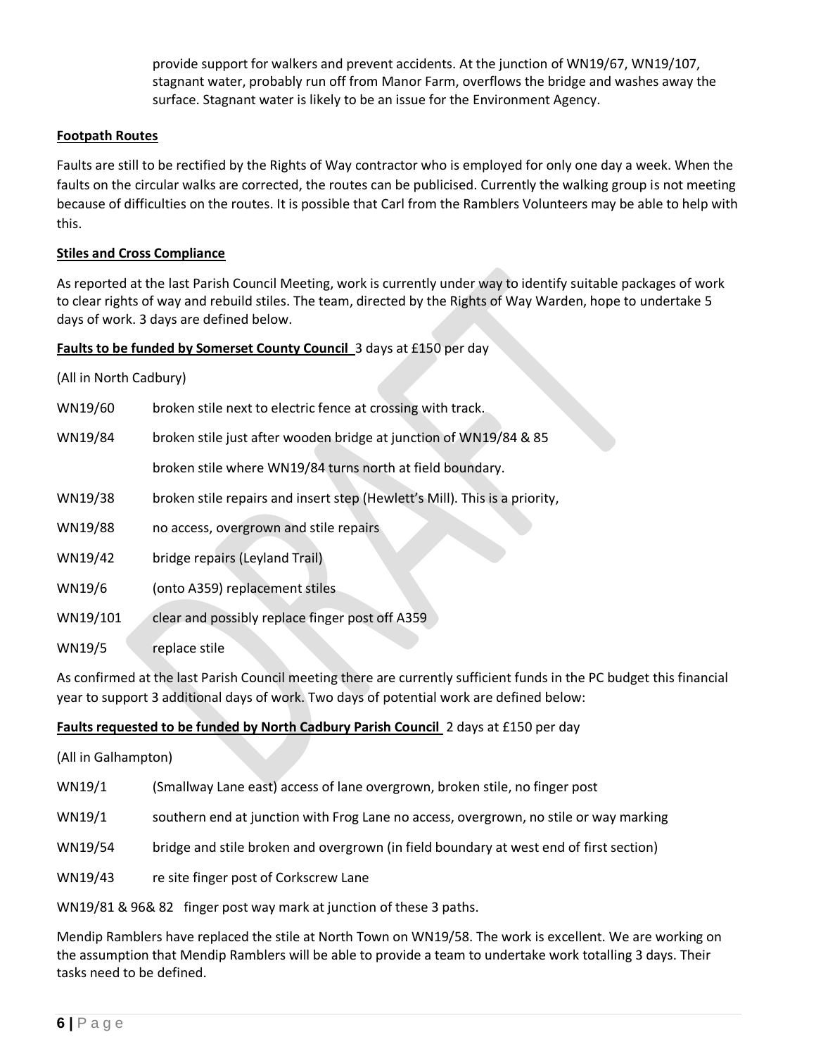provide support for walkers and prevent accidents. At the junction of WN19/67, WN19/107, stagnant water, probably run off from Manor Farm, overflows the bridge and washes away the surface. Stagnant water is likely to be an issue for the Environment Agency.

**Footpath Routes**

Faults are still to be rectified by the Rights of Way contractor who is employed for only one day a week. When the faults on the circular walks are corrected, the routes can be publicised. Currently the walking group is not meeting because of difficulties on the routes. It is possible that Carl from the Ramblers Volunteers may be able to help with this.

**Stiles and Cross Compliance**

As reported at the last Parish Council Meeting, work is currently under way to identify suitable packages of work to clear rights of way and rebuild stiles. The team, directed by the Rights of Way Warden, hope to undertake 5 days of work. 3 days are defined below.

**Faults to be funded by Somerset County Council** 3 days at £150 per day

(All in North Cadbury)

| | |
|---|---|
| WN19/60 | broken stile next to electric fence at crossing with track. |
| WN19/84 | broken stile just after wooden bridge at junction of WN19/84 & 85 |
| | broken stile where WN19/84 turns north at field boundary. |
| WN19/38 | broken stile repairs and insert step (Hewlett's Mill). This is a priority, |
| WN19/88 | no access, overgrown and stile repairs |
| WN19/42 | bridge repairs (Leyland Trail) |
| WN19/6 | (onto A359) replacement stiles |
| WN19/101 | clear and possibly replace finger post off A359 |
| WN19/5 | replace stile |

As confirmed at the last Parish Council meeting there are currently sufficient funds in the PC budget this financial year to support 3 additional days of work. Two days of potential work are defined below:

**Faults requested to be funded by North Cadbury Parish Council** 2 days at £150 per day

(All in Galhampton)

| | |
|---|---|
| WN19/1 | (Smallway Lane east) access of lane overgrown, broken stile, no finger post |
| WN19/1 | southern end at junction with Frog Lane no access, overgrown, no stile or way marking |
| WN19/54 | bridge and stile broken and overgrown (in field boundary at west end of first section) |
| WN19/43 | re site finger post of Corkscrew Lane |

WN19/81 & 96& 82 finger post way mark at junction of these 3 paths.

Mendip Ramblers have replaced the stile at North Town on WN19/58. The work is excellent. We are working on the assumption that Mendip Ramblers will be able to provide a team to undertake work totalling 3 days. Their tasks need to be defined.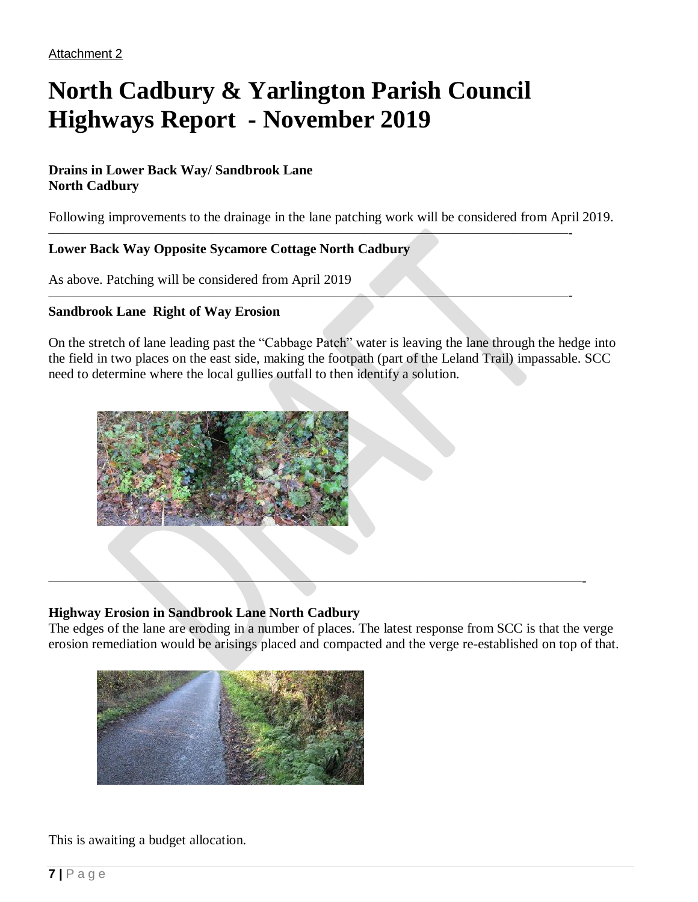Attachment 2

# North Cadbury & Yarlington Parish Council Highways Report - November 2019

**Drains in Lower Back Way/ Sandbrook Lane**
**North Cadbury**

Following improvements to the drainage in the lane patching work will be considered from April 2019.

---

**Lower Back Way Opposite Sycamore Cottage North Cadbury**

As above. Patching will be considered from April 2019

---

**Sandbrook Lane Right of Way Erosion**

On the stretch of lane leading past the "Cabbage Patch" water is leaving the lane through the hedge into the field in two places on the east side, making the footpath (part of the Leland Trail) impassable. SCC need to determine where the local gullies outfall to then identify a solution.

---

**Highway Erosion in Sandbrook Lane North Cadbury**

The edges of the lane are eroding in a number of places. The latest response from SCC is that the verge erosion remediation would be arisings placed and compacted and the verge re-established on top of that.

This is awaiting a budget allocation.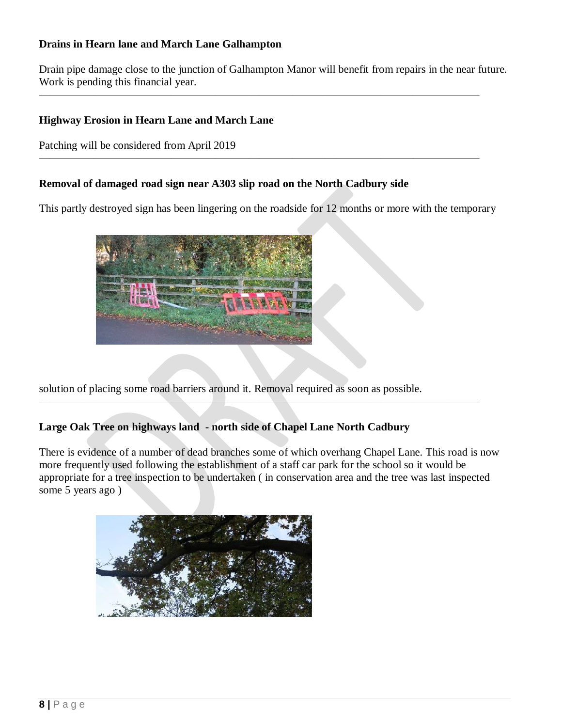**Drains in Hearn lane and March Lane Galhampton**

Drain pipe damage close to the junction of Galhampton Manor will benefit from repairs in the near future. Work is pending this financial year.

---

**Highway Erosion in Hearn Lane and March Lane**

Patching will be considered from April 2019

---

**Removal of damaged road sign near A303 slip road on the North Cadbury side**

This partly destroyed sign has been lingering on the roadside for 12 months or more with the temporary solution of placing some road barriers around it. Removal required as soon as possible.

---

**Large Oak Tree on highways land - north side of Chapel Lane North Cadbury**

There is evidence of a number of dead branches some of which overhang Chapel Lane. This road is now more frequently used following the establishment of a staff car park for the school so it would be appropriate for a tree inspection to be undertaken ( in conservation area and the tree was last inspected some 5 years ago )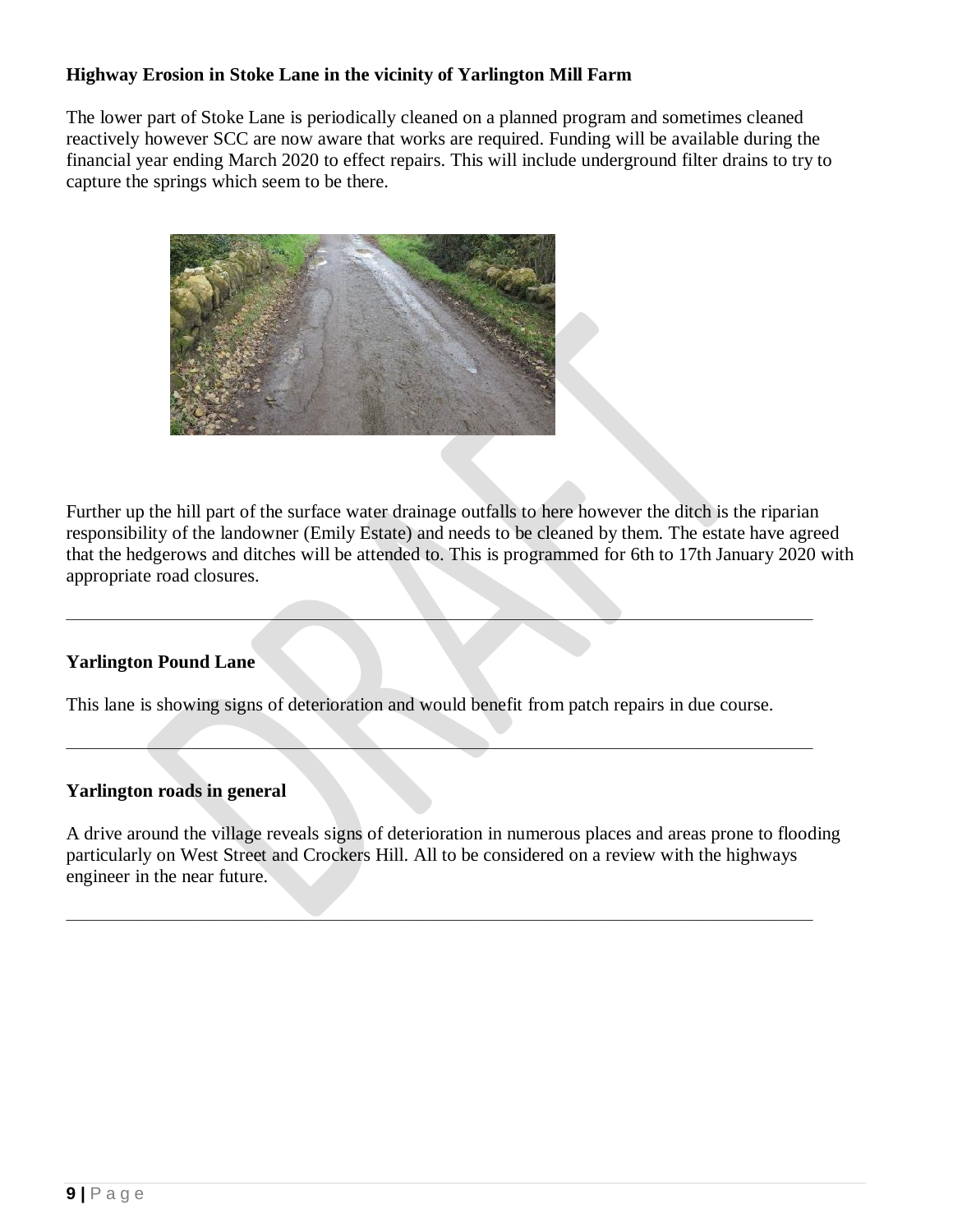**Highway Erosion in Stoke Lane in the vicinity of Yarlington Mill Farm**

The lower part of Stoke Lane is periodically cleaned on a planned program and sometimes cleaned reactively however SCC are now aware that works are required. Funding will be available during the financial year ending March 2020 to effect repairs. This will include underground filter drains to try to capture the springs which seem to be there.

Further up the hill part of the surface water drainage outfalls to here however the ditch is the riparian responsibility of the landowner (Emily Estate) and needs to be cleaned by them. The estate have agreed that the hedgerows and ditches will be attended to. This is programmed for 6th to 17th January 2020 with appropriate road closures.

---

**Yarlington Pound Lane**

This lane is showing signs of deterioration and would benefit from patch repairs in due course.

---

**Yarlington roads in general**

A drive around the village reveals signs of deterioration in numerous places and areas prone to flooding particularly on West Street and Crockers Hill. All to be considered on a review with the highways engineer in the near future.

---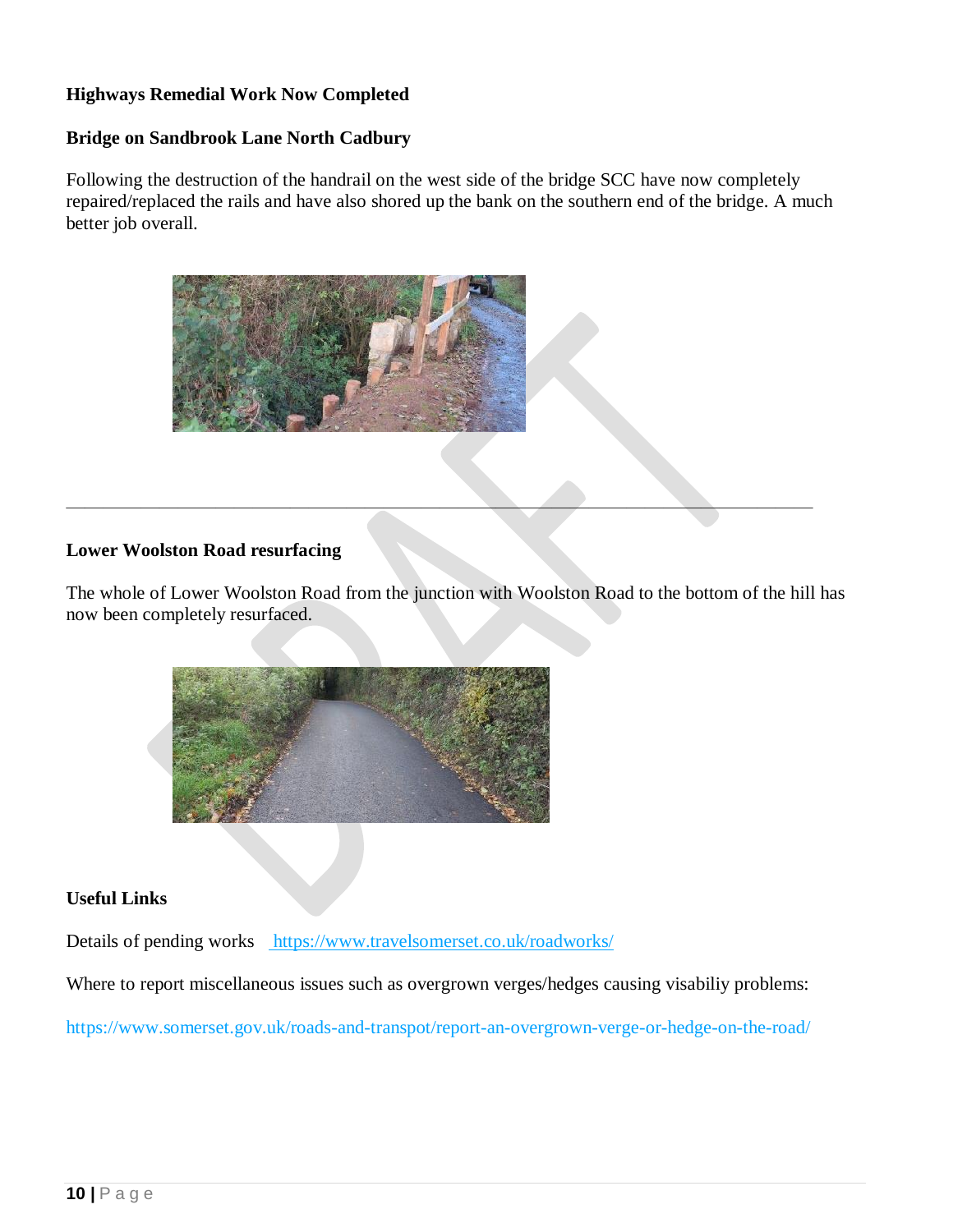**Highways Remedial Work Now Completed**

**Bridge on Sandbrook Lane North Cadbury**

Following the destruction of the handrail on the west side of the bridge SCC have now completely repaired/replaced the rails and have also shored up the bank on the southern end of the bridge. A much better job overall.

---

**Lower Woolston Road resurfacing**

The whole of Lower Woolston Road from the junction with Woolston Road to the bottom of the hill has now been completely resurfaced.

**Useful Links**

Details of pending works https://www.travelsomerset.co.uk/roadworks/

Where to report miscellaneous issues such as overgrown verges/hedges causing visabiliy problems:

https://www.somerset.gov.uk/roads-and-transpot/report-an-overgrown-verge-or-hedge-on-the-road/